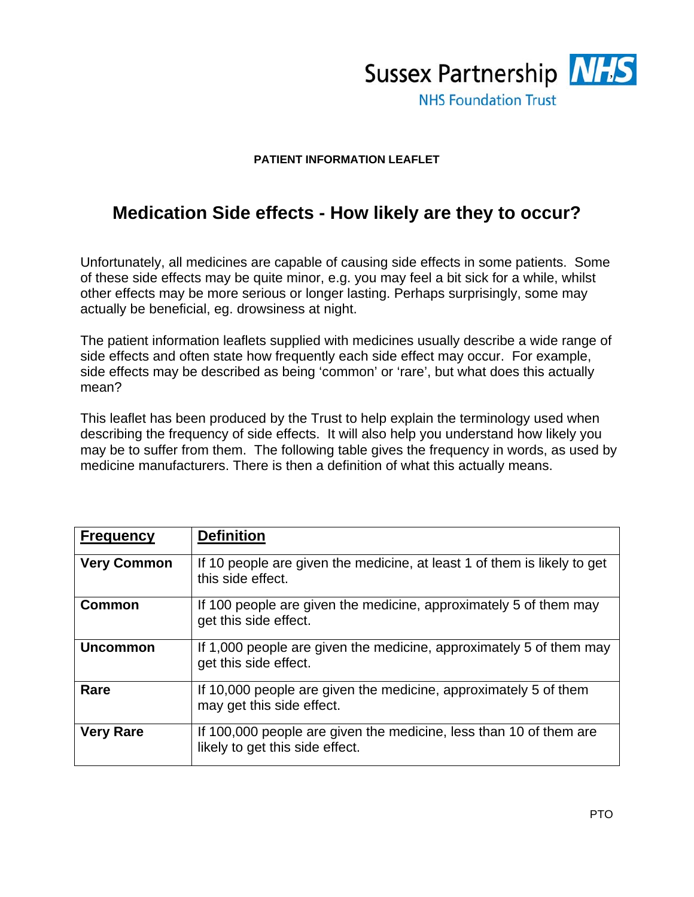Sussex Partnership NHS
NHS Foundation Trust

**PATIENT INFORMATION LEAFLET**

# Medication Side effects - How likely are they to occur?

Unfortunately, all medicines are capable of causing side effects in some patients. Some of these side effects may be quite minor, e.g. you may feel a bit sick for a while, whilst other effects may be more serious or longer lasting. Perhaps surprisingly, some may actually be beneficial, eg. drowsiness at night.

The patient information leaflets supplied with medicines usually describe a wide range of side effects and often state how frequently each side effect may occur. For example, side effects may be described as being ‘common’ or ‘rare’, but what does this actually mean?

This leaflet has been produced by the Trust to help explain the terminology used when describing the frequency of side effects. It will also help you understand how likely you may be to suffer from them. The following table gives the frequency in words, as used by medicine manufacturers. There is then a definition of what this actually means.

| **Frequency** | **Definition** |
| --- | --- |
| **Very Common** | If 10 people are given the medicine, at least 1 of them is likely to get this side effect. |
| **Common** | If 100 people are given the medicine, approximately 5 of them may get this side effect. |
| **Uncommon** | If 1,000 people are given the medicine, approximately 5 of them may get this side effect. |
| **Rare** | If 10,000 people are given the medicine, approximately 5 of them may get this side effect. |
| **Very Rare** | If 100,000 people are given the medicine, less than 10 of them are likely to get this side effect. |

PTO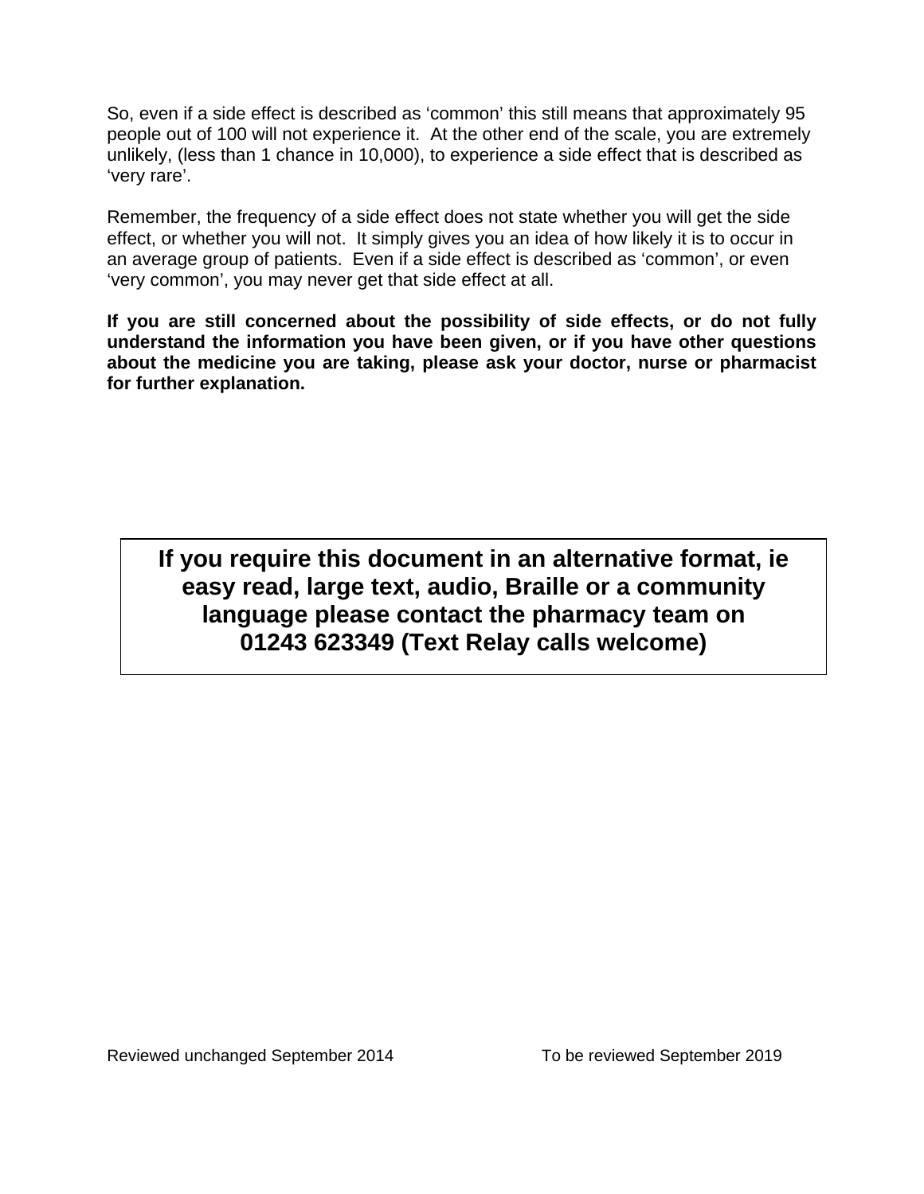So, even if a side effect is described as 'common' this still means that approximately 95 people out of 100 will not experience it. At the other end of the scale, you are extremely unlikely, (less than 1 chance in 10,000), to experience a side effect that is described as 'very rare'.

Remember, the frequency of a side effect does not state whether you will get the side effect, or whether you will not. It simply gives you an idea of how likely it is to occur in an average group of patients. Even if a side effect is described as 'common', or even 'very common', you may never get that side effect at all.

**If you are still concerned about the possibility of side effects, or do not fully understand the information you have been given, or if you have other questions about the medicine you are taking, please ask your doctor, nurse or pharmacist for further explanation.**

**If you require this document in an alternative format, ie easy read, large text, audio, Braille or a community language please contact the pharmacy team on 01243 623349 (Text Relay calls welcome)**

Reviewed unchanged September 2014 To be reviewed September 2019